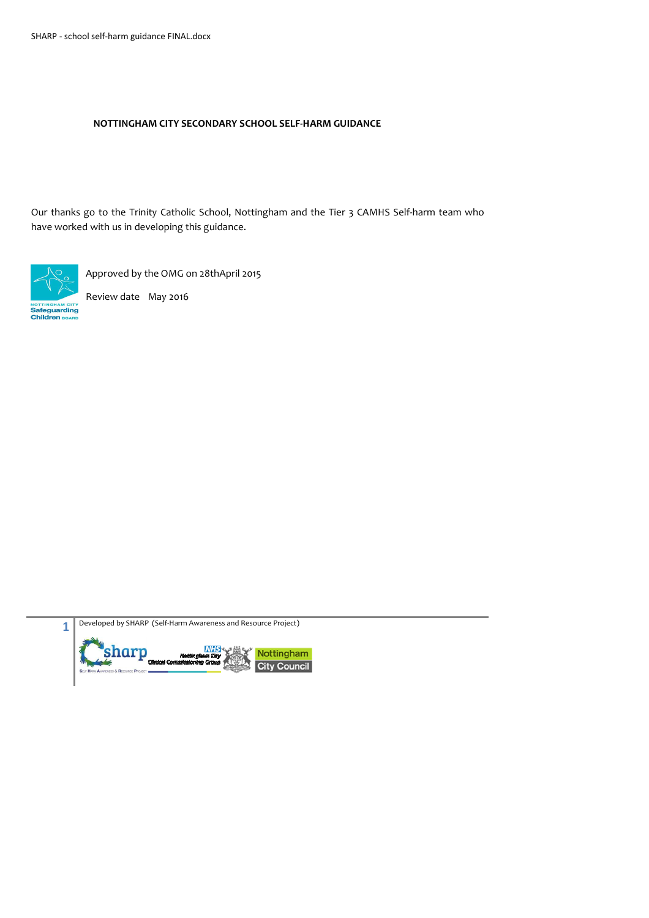# NOTTINGHAM CITY SECONDARY SCHOOL SELF-HARM GUIDANCE

Our thanks go to the Trinity Catholic School, Nottingham and the Tier 3 CAMHS Self-harm team who have worked with us in developing this guidance.

Approved by the OMG on 28thApril 2015

Review date May 2016

Developed by SHARP (Self-Harm Awareness and Resource Project)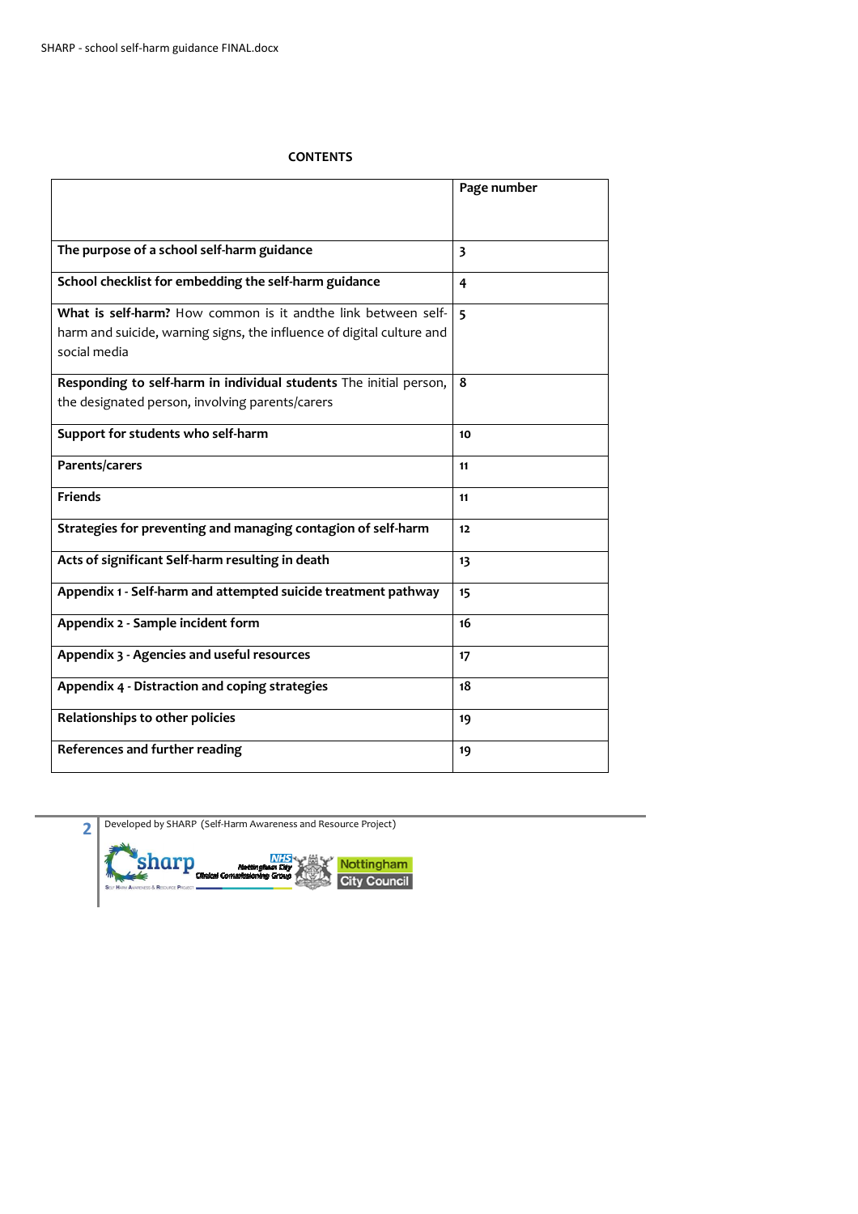**CONTENTS**

| | Page number |
|---|---|
| **The purpose of a school self-harm guidance** | 3 |
| **School checklist for embedding the self-harm guidance** | 4 |
| **What is self-harm?** How common is it andthe link between self-harm and suicide, warning signs, the influence of digital culture and social media | 5 |
| **Responding to self-harm in individual students** The initial person, the designated person, involving parents/carers | 8 |
| **Support for students who self-harm** | 10 |
| **Parents/carers** | 11 |
| **Friends** | 11 |
| **Strategies for preventing and managing contagion of self-harm** | 12 |
| **Acts of significant Self-harm resulting in death** | 13 |
| **Appendix 1 - Self-harm and attempted suicide treatment pathway** | 15 |
| **Appendix 2 - Sample incident form** | 16 |
| **Appendix 3 - Agencies and useful resources** | 17 |
| **Appendix 4 - Distraction and coping strategies** | 18 |
| **Relationships to other policies** | 19 |
| **References and further reading** | 19 |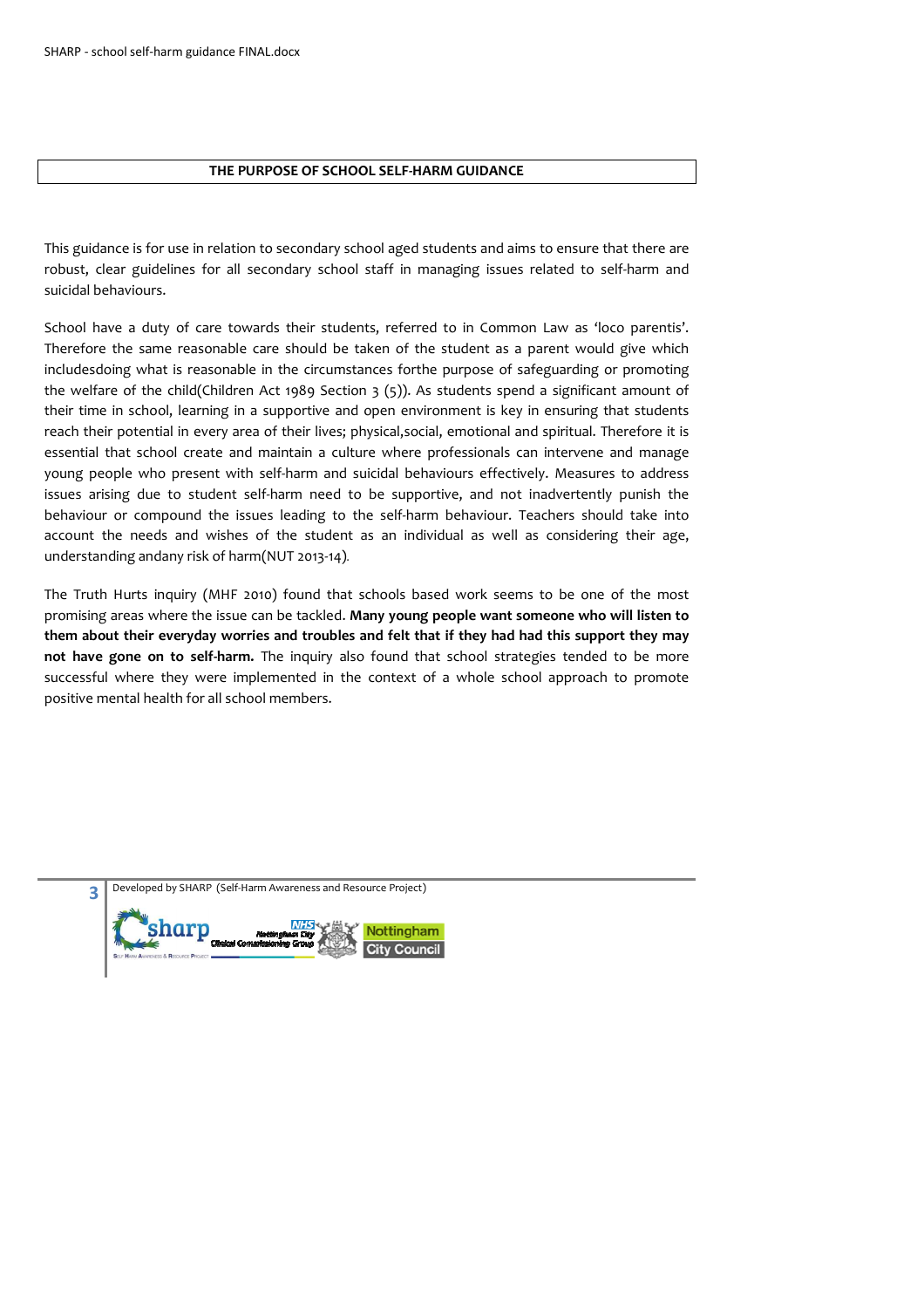## THE PURPOSE OF SCHOOL SELF-HARM GUIDANCE

This guidance is for use in relation to secondary school aged students and aims to ensure that there are robust, clear guidelines for all secondary school staff in managing issues related to self-harm and suicidal behaviours.

School have a duty of care towards their students, referred to in Common Law as 'loco parentis'. Therefore the same reasonable care should be taken of the student as a parent would give which includesdoing what is reasonable in the circumstances forthe purpose of safeguarding or promoting the welfare of the child(Children Act 1989 Section 3 (5)). As students spend a significant amount of their time in school, learning in a supportive and open environment is key in ensuring that students reach their potential in every area of their lives; physical,social, emotional and spiritual. Therefore it is essential that school create and maintain a culture where professionals can intervene and manage young people who present with self-harm and suicidal behaviours effectively. Measures to address issues arising due to student self-harm need to be supportive, and not inadvertently punish the behaviour or compound the issues leading to the self-harm behaviour. Teachers should take into account the needs and wishes of the student as an individual as well as considering their age, understanding andany risk of harm(NUT 2013-14).

The Truth Hurts inquiry (MHF 2010) found that schools based work seems to be one of the most promising areas where the issue can be tackled. **Many young people want someone who will listen to them about their everyday worries and troubles and felt that if they had had this support they may not have gone on to self-harm.** The inquiry also found that school strategies tended to be more successful where they were implemented in the context of a whole school approach to promote positive mental health for all school members.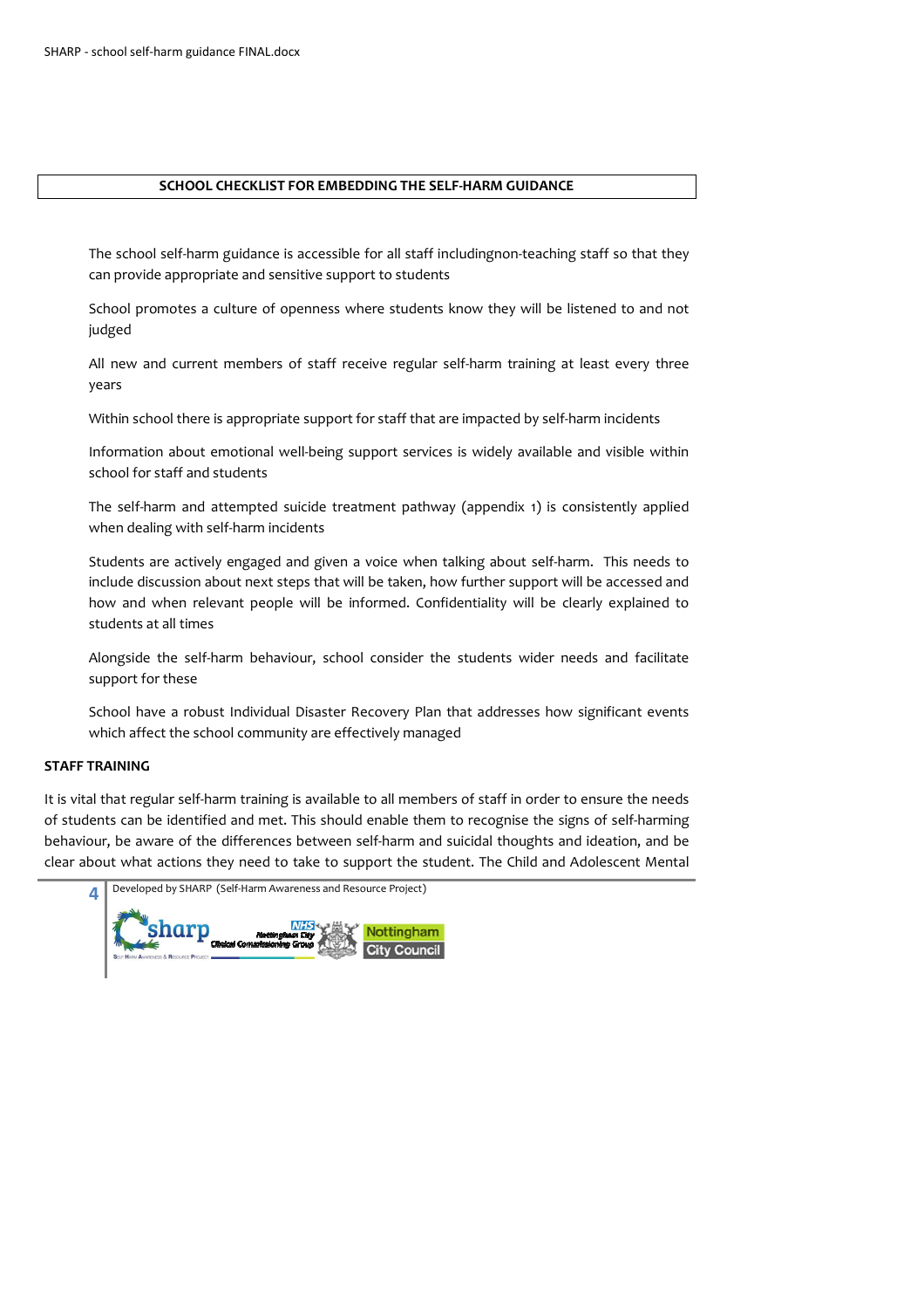## SCHOOL CHECKLIST FOR EMBEDDING THE SELF-HARM GUIDANCE

The school self-harm guidance is accessible for all staff includingnon-teaching staff so that they can provide appropriate and sensitive support to students

School promotes a culture of openness where students know they will be listened to and not judged

All new and current members of staff receive regular self-harm training at least every three years

Within school there is appropriate support for staff that are impacted by self-harm incidents

Information about emotional well-being support services is widely available and visible within school for staff and students

The self-harm and attempted suicide treatment pathway (appendix 1) is consistently applied when dealing with self-harm incidents

Students are actively engaged and given a voice when talking about self-harm. This needs to include discussion about next steps that will be taken, how further support will be accessed and how and when relevant people will be informed. Confidentiality will be clearly explained to students at all times

Alongside the self-harm behaviour, school consider the students wider needs and facilitate support for these

School have a robust Individual Disaster Recovery Plan that addresses how significant events which affect the school community are effectively managed

**STAFF TRAINING**

It is vital that regular self-harm training is available to all members of staff in order to ensure the needs of students can be identified and met. This should enable them to recognise the signs of self-harming behaviour, be aware of the differences between self-harm and suicidal thoughts and ideation, and be clear about what actions they need to take to support the student. The Child and Adolescent Mental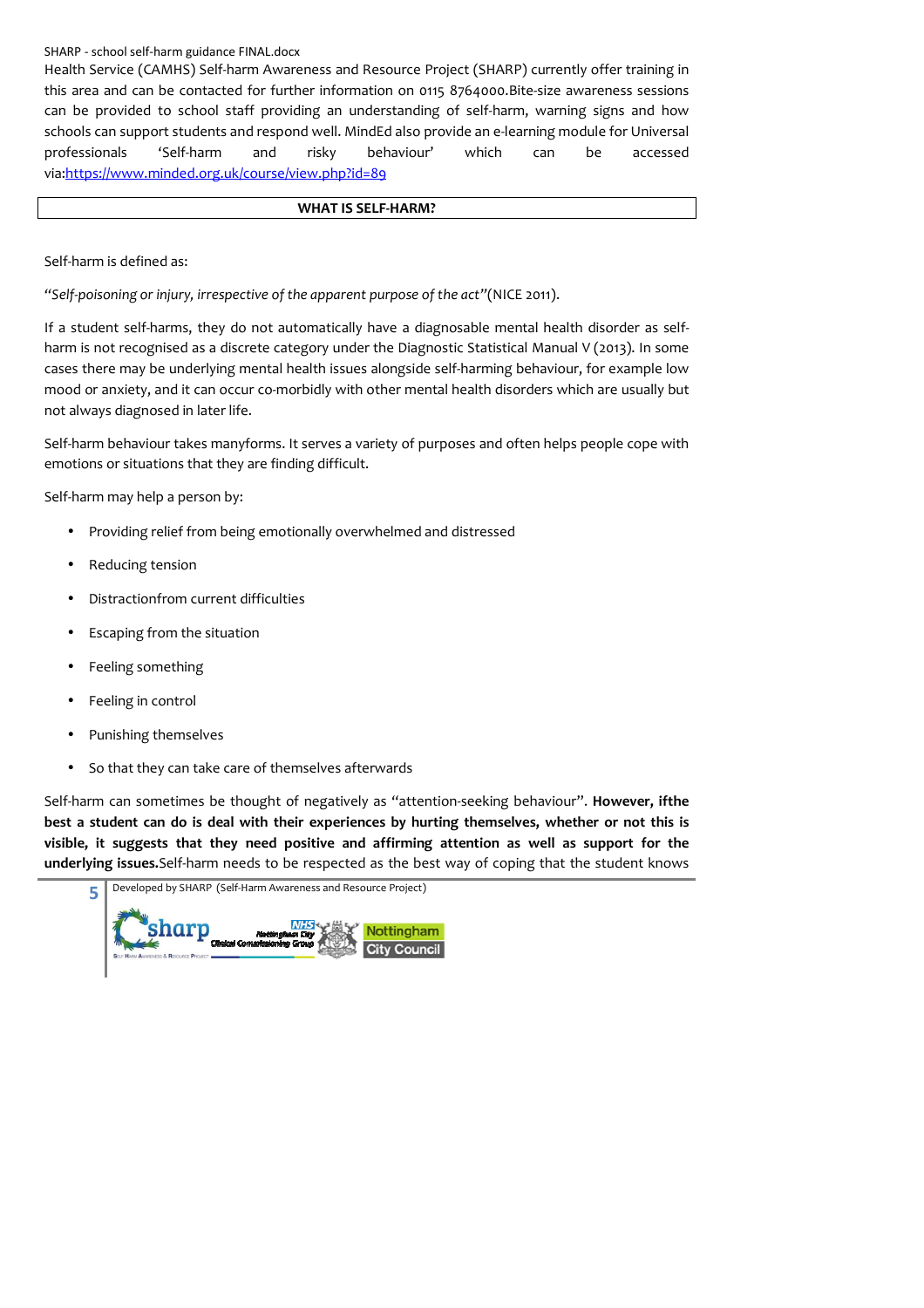Health Service (CAMHS) Self-harm Awareness and Resource Project (SHARP) currently offer training in this area and can be contacted for further information on 0115 8764000.Bite-size awareness sessions can be provided to school staff providing an understanding of self-harm, warning signs and how schools can support students and respond well. MindEd also provide an e-learning module for Universal professionals 'Self-harm and risky behaviour' which can be accessed via:[https://www.minded.org.uk/course/view.php?id=89](https://www.minded.org.uk/course/view.php?id=89)

## WHAT IS SELF-HARM?

Self-harm is defined as:

*"Self-poisoning or injury, irrespective of the apparent purpose of the act"*(NICE 2011).

If a student self-harms, they do not automatically have a diagnosable mental health disorder as self-harm is not recognised as a discrete category under the Diagnostic Statistical Manual V (2013). In some cases there may be underlying mental health issues alongside self-harming behaviour, for example low mood or anxiety, and it can occur co-morbidly with other mental health disorders which are usually but not always diagnosed in later life.

Self-harm behaviour takes manyforms. It serves a variety of purposes and often helps people cope with emotions or situations that they are finding difficult.

Self-harm may help a person by:

- Providing relief from being emotionally overwhelmed and distressed
- Reducing tension
- Distractionfrom current difficulties
- Escaping from the situation
- Feeling something
- Feeling in control
- Punishing themselves
- So that they can take care of themselves afterwards

Self-harm can sometimes be thought of negatively as "attention-seeking behaviour". **However, ifthe best a student can do is deal with their experiences by hurting themselves, whether or not this is visible, it suggests that they need positive and affirming attention as well as support for the underlying issues.**Self-harm needs to be respected as the best way of coping that the student knows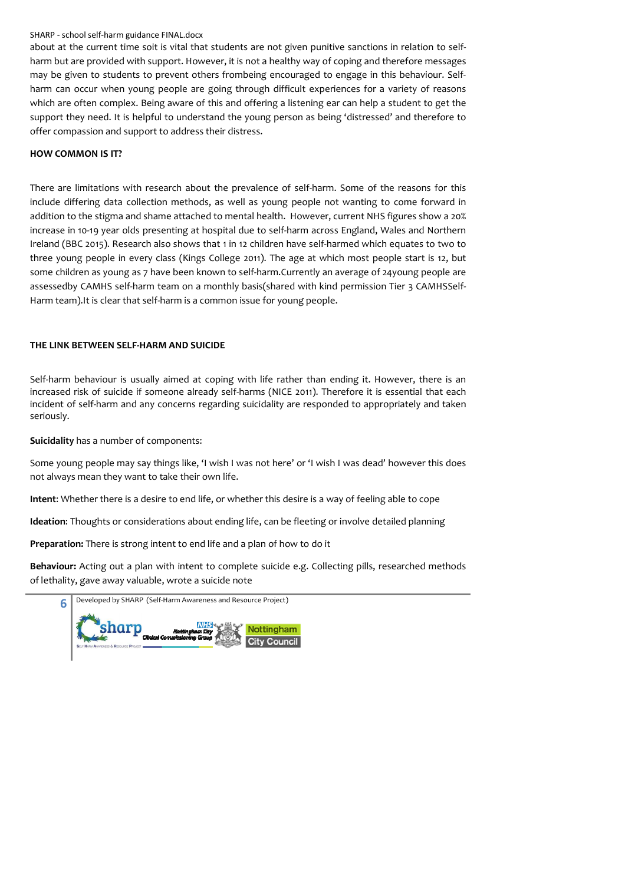about at the current time soit is vital that students are not given punitive sanctions in relation to self-harm but are provided with support. However, it is not a healthy way of coping and therefore messages may be given to students to prevent others frombeing encouraged to engage in this behaviour. Self-harm can occur when young people are going through difficult experiences for a variety of reasons which are often complex. Being aware of this and offering a listening ear can help a student to get the support they need. It is helpful to understand the young person as being 'distressed' and therefore to offer compassion and support to address their distress.

**HOW COMMON IS IT?**

There are limitations with research about the prevalence of self-harm. Some of the reasons for this include differing data collection methods, as well as young people not wanting to come forward in addition to the stigma and shame attached to mental health. However, current NHS figures show a 20% increase in 10-19 year olds presenting at hospital due to self-harm across England, Wales and Northern Ireland (BBC 2015). Research also shows that 1 in 12 children have self-harmed which equates to two to three young people in every class (Kings College 2011). The age at which most people start is 12, but some children as young as 7 have been known to self-harm.Currently an average of 24young people are assessedby CAMHS self-harm team on a monthly basis(shared with kind permission Tier 3 CAMHSSelf-Harm team).It is clear that self-harm is a common issue for young people.

**THE LINK BETWEEN SELF-HARM AND SUICIDE**

Self-harm behaviour is usually aimed at coping with life rather than ending it. However, there is an increased risk of suicide if someone already self-harms (NICE 2011). Therefore it is essential that each incident of self-harm and any concerns regarding suicidality are responded to appropriately and taken seriously.

**Suicidality** has a number of components:

Some young people may say things like, 'I wish I was not here' or 'I wish I was dead' however this does not always mean they want to take their own life.

**Intent**: Whether there is a desire to end life, or whether this desire is a way of feeling able to cope

**Ideation**: Thoughts or considerations about ending life, can be fleeting or involve detailed planning

**Preparation:** There is strong intent to end life and a plan of how to do it

**Behaviour:** Acting out a plan with intent to complete suicide e.g. Collecting pills, researched methods of lethality, gave away valuable, wrote a suicide note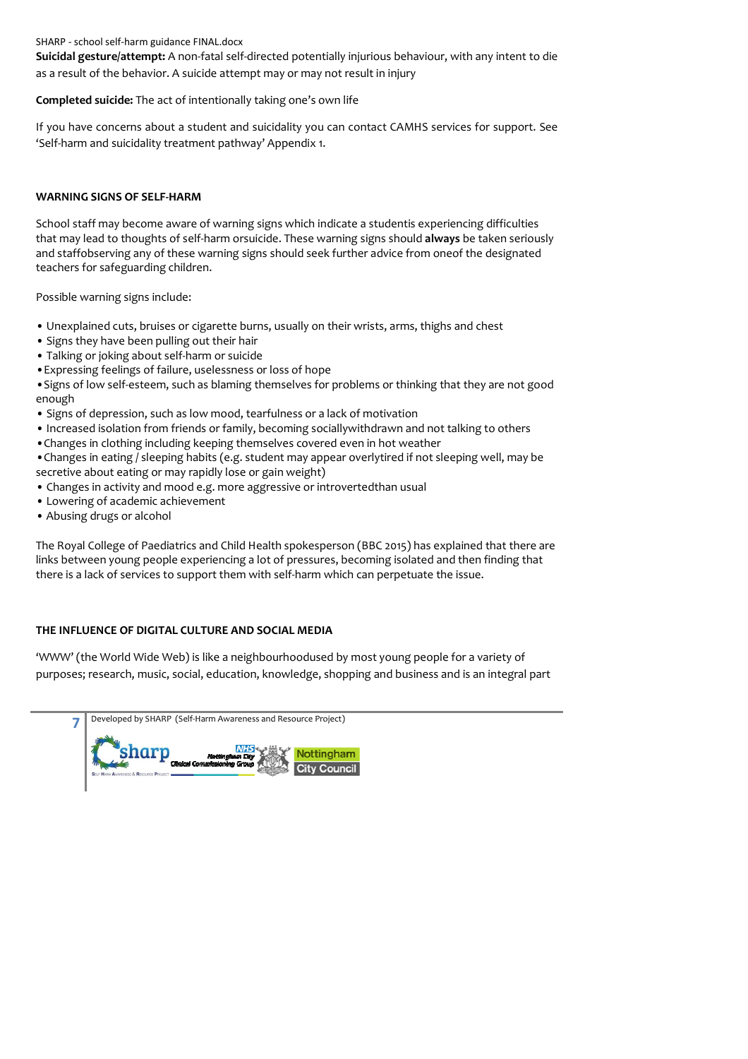**Suicidal gesture/attempt:** A non-fatal self-directed potentially injurious behaviour, with any intent to die as a result of the behavior. A suicide attempt may or may not result in injury

**Completed suicide:** The act of intentionally taking one's own life

If you have concerns about a student and suicidality you can contact CAMHS services for support. See 'Self-harm and suicidality treatment pathway' Appendix 1.

### WARNING SIGNS OF SELF-HARM

School staff may become aware of warning signs which indicate a studentis experiencing difficulties that may lead to thoughts of self-harm orsuicide. These warning signs should **always** be taken seriously and staffobserving any of these warning signs should seek further advice from oneof the designated teachers for safeguarding children.

Possible warning signs include:

- Unexplained cuts, bruises or cigarette burns, usually on their wrists, arms, thighs and chest
- Signs they have been pulling out their hair
- Talking or joking about self-harm or suicide
- Expressing feelings of failure, uselessness or loss of hope
- Signs of low self-esteem, such as blaming themselves for problems or thinking that they are not good enough
- Signs of depression, such as low mood, tearfulness or a lack of motivation
- Increased isolation from friends or family, becoming sociallywithdrawn and not talking to others
- Changes in clothing including keeping themselves covered even in hot weather
- Changes in eating / sleeping habits (e.g. student may appear overlytired if not sleeping well, may be secretive about eating or may rapidly lose or gain weight)
- Changes in activity and mood e.g. more aggressive or introvertedthan usual
- Lowering of academic achievement
- Abusing drugs or alcohol

The Royal College of Paediatrics and Child Health spokesperson (BBC 2015) has explained that there are links between young people experiencing a lot of pressures, becoming isolated and then finding that there is a lack of services to support them with self-harm which can perpetuate the issue.

### THE INFLUENCE OF DIGITAL CULTURE AND SOCIAL MEDIA

'WWW' (the World Wide Web) is like a neighbourhoodused by most young people for a variety of purposes; research, music, social, education, knowledge, shopping and business and is an integral part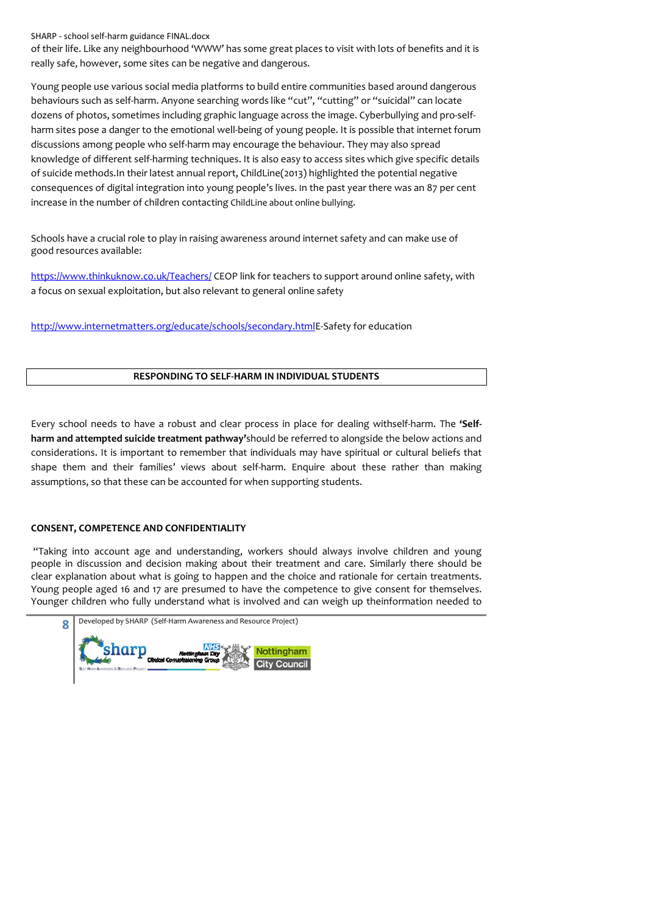of their life. Like any neighbourhood 'WWW' has some great places to visit with lots of benefits and it is really safe, however, some sites can be negative and dangerous.

Young people use various social media platforms to build entire communities based around dangerous behaviours such as self-harm. Anyone searching words like "cut", "cutting" or "suicidal" can locate dozens of photos, sometimes including graphic language across the image. Cyberbullying and pro-self-harm sites pose a danger to the emotional well-being of young people. It is possible that internet forum discussions among people who self-harm may encourage the behaviour. They may also spread knowledge of different self-harming techniques. It is also easy to access sites which give specific details of suicide methods.In their latest annual report, ChildLine(2013) highlighted the potential negative consequences of digital integration into young people's lives. In the past year there was an 87 per cent increase in the number of children contacting ChildLine about online bullying.

Schools have a crucial role to play in raising awareness around internet safety and can make use of good resources available:

https://www.thinkuknow.co.uk/Teachers/ CEOP link for teachers to support around online safety, with a focus on sexual exploitation, but also relevant to general online safety

http://www.internetmatters.org/educate/schools/secondary.htmlE-Safety for education

## RESPONDING TO SELF-HARM IN INDIVIDUAL STUDENTS

Every school needs to have a robust and clear process in place for dealing withself-harm. The **'Self-harm and attempted suicide treatment pathway'**should be referred to alongside the below actions and considerations. It is important to remember that individuals may have spiritual or cultural beliefs that shape them and their families' views about self-harm. Enquire about these rather than making assumptions, so that these can be accounted for when supporting students.

### CONSENT, COMPETENCE AND CONFIDENTIALITY

"Taking into account age and understanding, workers should always involve children and young people in discussion and decision making about their treatment and care. Similarly there should be clear explanation about what is going to happen and the choice and rationale for certain treatments. Young people aged 16 and 17 are presumed to have the competence to give consent for themselves. Younger children who fully understand what is involved and can weigh up theinformation needed to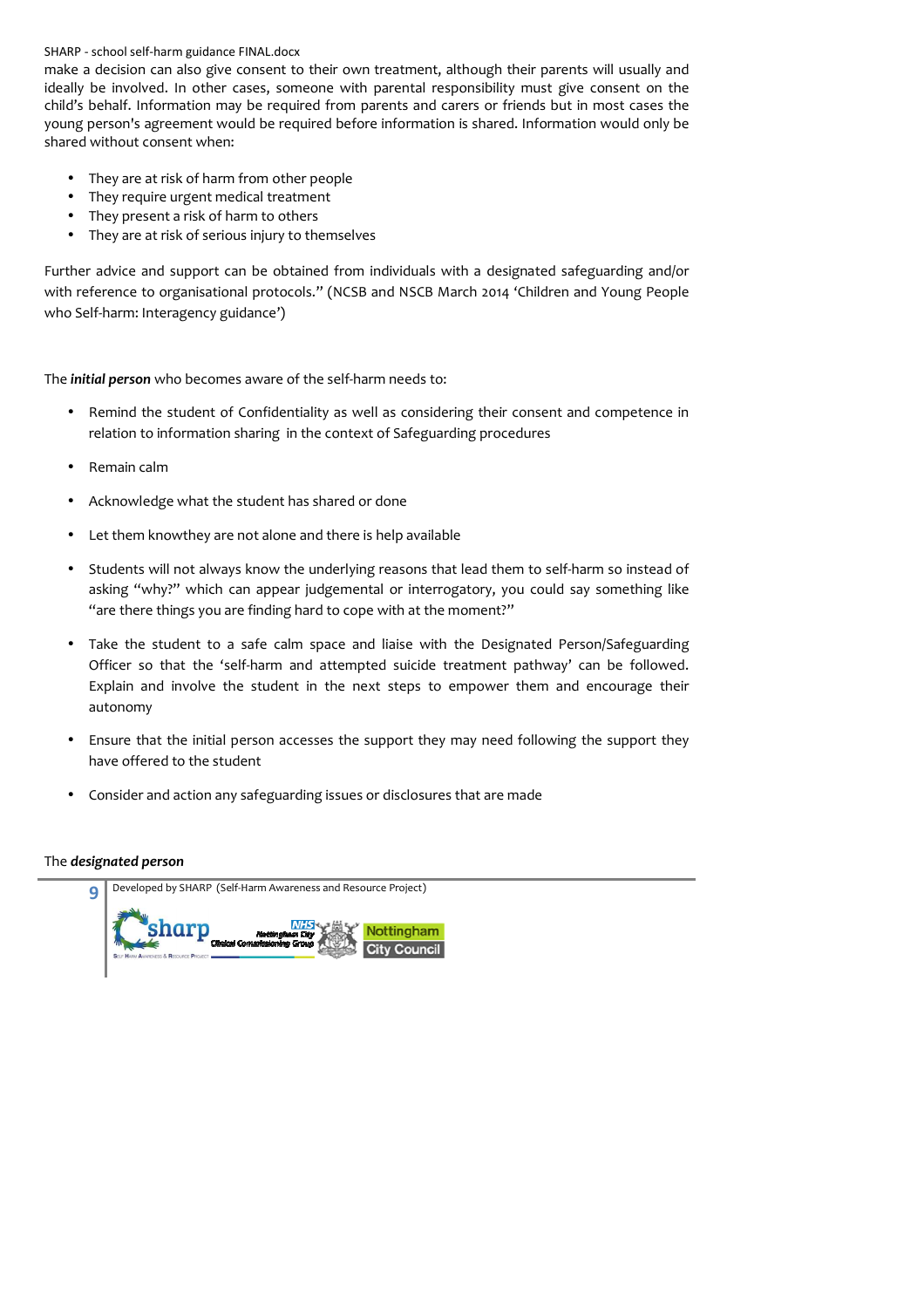make a decision can also give consent to their own treatment, although their parents will usually and ideally be involved. In other cases, someone with parental responsibility must give consent on the child's behalf. Information may be required from parents and carers or friends but in most cases the young person's agreement would be required before information is shared. Information would only be shared without consent when:

- They are at risk of harm from other people
- They require urgent medical treatment
- They present a risk of harm to others
- They are at risk of serious injury to themselves

Further advice and support can be obtained from individuals with a designated safeguarding and/or with reference to organisational protocols." (NCSB and NSCB March 2014 'Children and Young People who Self-harm: Interagency guidance')

The ***initial person*** who becomes aware of the self-harm needs to:

- Remind the student of Confidentiality as well as considering their consent and competence in relation to information sharing in the context of Safeguarding procedures
- Remain calm
- Acknowledge what the student has shared or done
- Let them knowthey are not alone and there is help available
- Students will not always know the underlying reasons that lead them to self-harm so instead of asking "why?" which can appear judgemental or interrogatory, you could say something like "are there things you are finding hard to cope with at the moment?"
- Take the student to a safe calm space and liaise with the Designated Person/Safeguarding Officer so that the 'self-harm and attempted suicide treatment pathway' can be followed. Explain and involve the student in the next steps to empower them and encourage their autonomy
- Ensure that the initial person accesses the support they may need following the support they have offered to the student
- Consider and action any safeguarding issues or disclosures that are made

The ***designated person***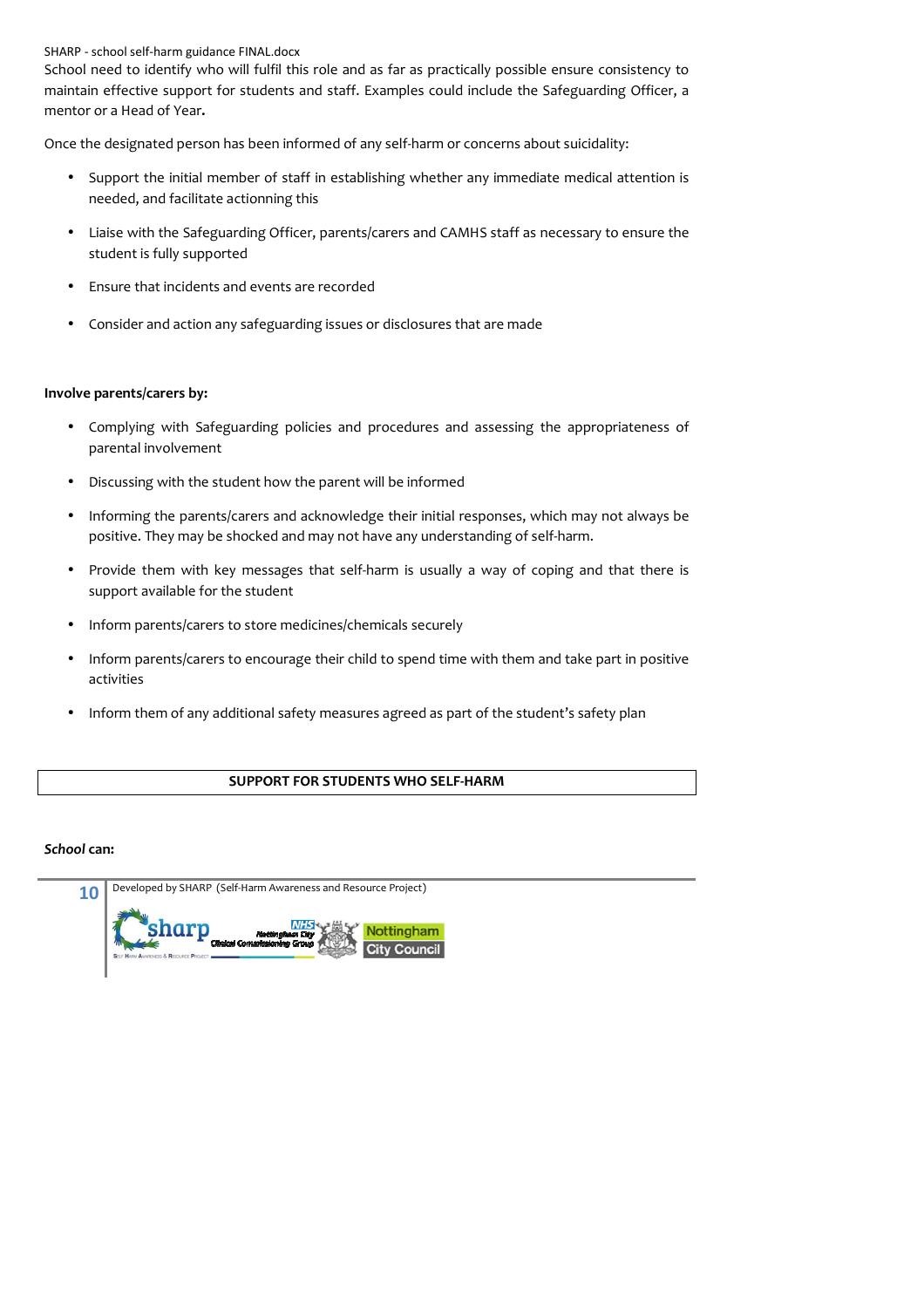School need to identify who will fulfil this role and as far as practically possible ensure consistency to maintain effective support for students and staff. Examples could include the Safeguarding Officer, a mentor or a Head of Year**.**

Once the designated person has been informed of any self-harm or concerns about suicidality:

- Support the initial member of staff in establishing whether any immediate medical attention is needed, and facilitate actionning this
- Liaise with the Safeguarding Officer, parents/carers and CAMHS staff as necessary to ensure the student is fully supported
- Ensure that incidents and events are recorded
- Consider and action any safeguarding issues or disclosures that are made

**Involve parents/carers by:**

- Complying with Safeguarding policies and procedures and assessing the appropriateness of parental involvement
- Discussing with the student how the parent will be informed
- Informing the parents/carers and acknowledge their initial responses, which may not always be positive. They may be shocked and may not have any understanding of self-harm.
- Provide them with key messages that self-harm is usually a way of coping and that there is support available for the student
- Inform parents/carers to store medicines/chemicals securely
- Inform parents/carers to encourage their child to spend time with them and take part in positive activities
- Inform them of any additional safety measures agreed as part of the student's safety plan

## SUPPORT FOR STUDENTS WHO SELF-HARM

***School* can:**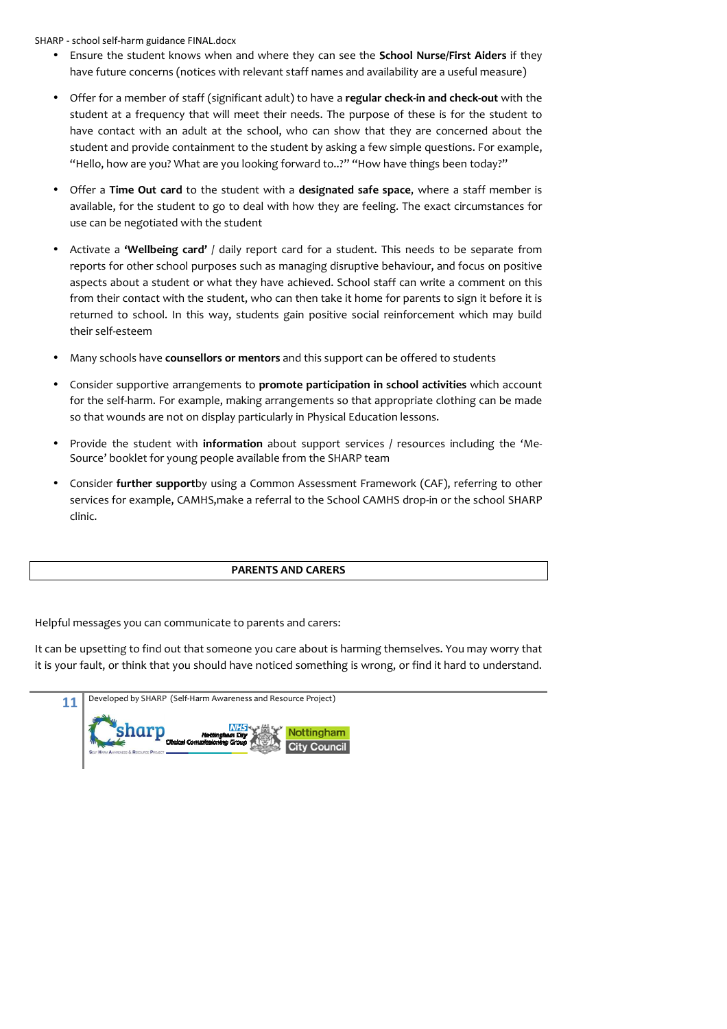- Ensure the student knows when and where they can see the **School Nurse/First Aiders** if they have future concerns (notices with relevant staff names and availability are a useful measure)

- Offer for a member of staff (significant adult) to have a **regular check-in and check-out** with the student at a frequency that will meet their needs. The purpose of these is for the student to have contact with an adult at the school, who can show that they are concerned about the student and provide containment to the student by asking a few simple questions. For example, "Hello, how are you? What are you looking forward to..?" "How have things been today?"

- Offer a **Time Out card** to the student with a **designated safe space**, where a staff member is available, for the student to go to deal with how they are feeling. The exact circumstances for use can be negotiated with the student

- Activate a **'Wellbeing card'** / daily report card for a student. This needs to be separate from reports for other school purposes such as managing disruptive behaviour, and focus on positive aspects about a student or what they have achieved. School staff can write a comment on this from their contact with the student, who can then take it home for parents to sign it before it is returned to school. In this way, students gain positive social reinforcement which may build their self-esteem

- Many schools have **counsellors or mentors** and this support can be offered to students

- Consider supportive arrangements to **promote participation in school activities** which account for the self-harm. For example, making arrangements so that appropriate clothing can be made so that wounds are not on display particularly in Physical Education lessons.

- Provide the student with **information** about support services / resources including the 'Me-Source' booklet for young people available from the SHARP team

- Consider **further support**by using a Common Assessment Framework (CAF), referring to other services for example, CAMHS,make a referral to the School CAMHS drop-in or the school SHARP clinic.

## PARENTS AND CARERS

Helpful messages you can communicate to parents and carers:

It can be upsetting to find out that someone you care about is harming themselves. You may worry that it is your fault, or think that you should have noticed something is wrong, or find it hard to understand.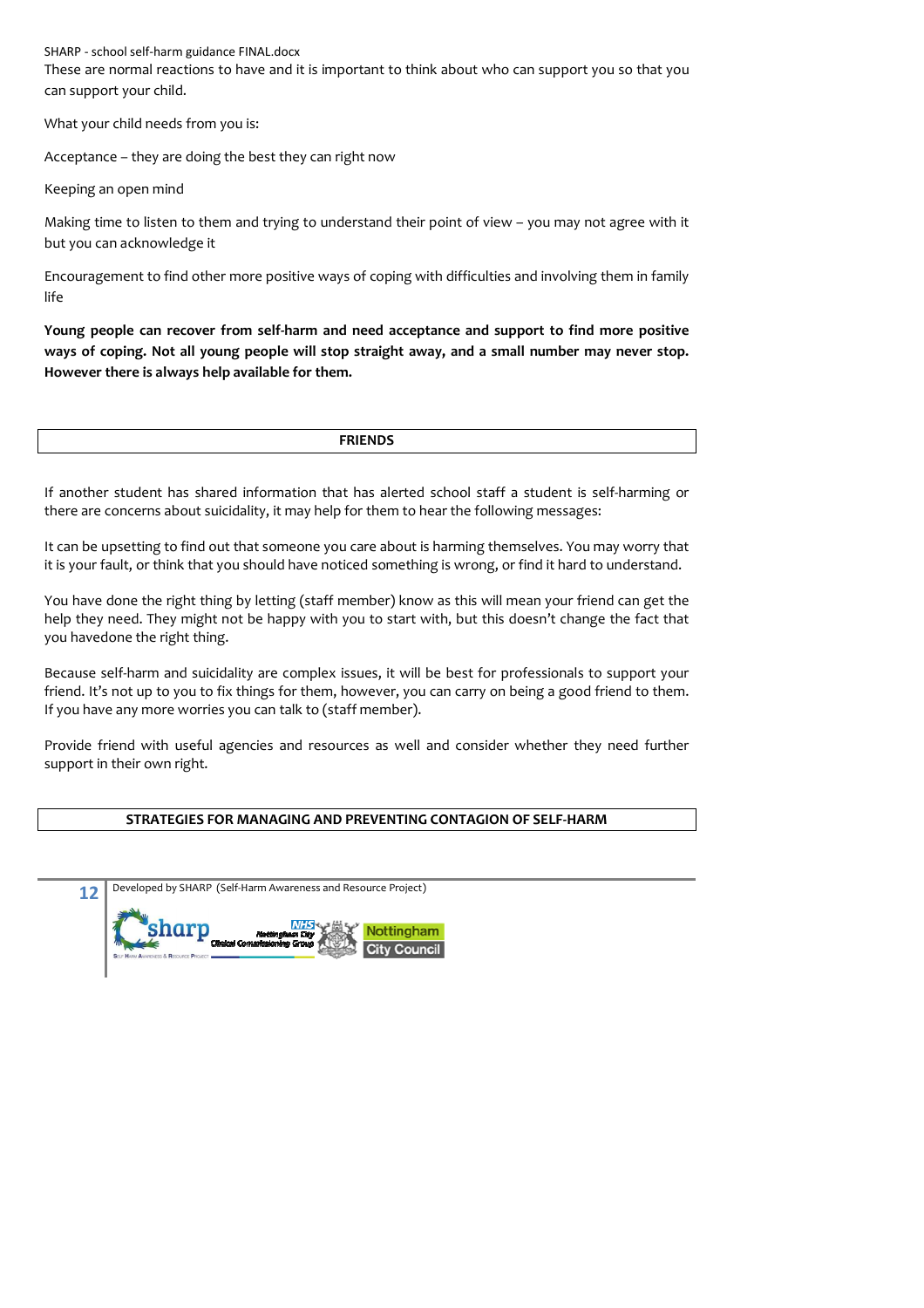These are normal reactions to have and it is important to think about who can support you so that you can support your child.

What your child needs from you is:

Acceptance – they are doing the best they can right now

Keeping an open mind

Making time to listen to them and trying to understand their point of view – you may not agree with it but you can acknowledge it

Encouragement to find other more positive ways of coping with difficulties and involving them in family life

**Young people can recover from self-harm and need acceptance and support to find more positive ways of coping. Not all young people will stop straight away, and a small number may never stop. However there is always help available for them.**

## FRIENDS

If another student has shared information that has alerted school staff a student is self-harming or there are concerns about suicidality, it may help for them to hear the following messages:

It can be upsetting to find out that someone you care about is harming themselves. You may worry that it is your fault, or think that you should have noticed something is wrong, or find it hard to understand.

You have done the right thing by letting (staff member) know as this will mean your friend can get the help they need. They might not be happy with you to start with, but this doesn't change the fact that you havedone the right thing.

Because self-harm and suicidality are complex issues, it will be best for professionals to support your friend. It's not up to you to fix things for them, however, you can carry on being a good friend to them. If you have any more worries you can talk to (staff member).

Provide friend with useful agencies and resources as well and consider whether they need further support in their own right.

## STRATEGIES FOR MANAGING AND PREVENTING CONTAGION OF SELF-HARM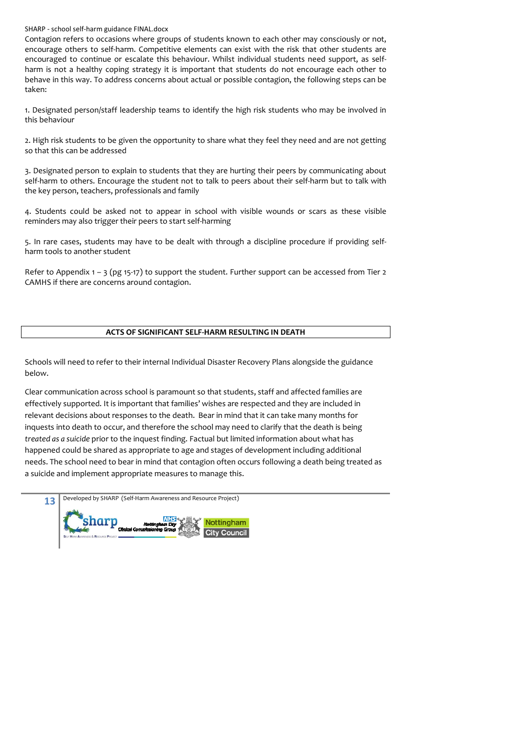Contagion refers to occasions where groups of students known to each other may consciously or not, encourage others to self-harm. Competitive elements can exist with the risk that other students are encouraged to continue or escalate this behaviour. Whilst individual students need support, as self-harm is not a healthy coping strategy it is important that students do not encourage each other to behave in this way. To address concerns about actual or possible contagion, the following steps can be taken:

1. Designated person/staff leadership teams to identify the high risk students who may be involved in this behaviour

2. High risk students to be given the opportunity to share what they feel they need and are not getting so that this can be addressed

3. Designated person to explain to students that they are hurting their peers by communicating about self-harm to others. Encourage the student not to talk to peers about their self-harm but to talk with the key person, teachers, professionals and family

4. Students could be asked not to appear in school with visible wounds or scars as these visible reminders may also trigger their peers to start self-harming

5. In rare cases, students may have to be dealt with through a discipline procedure if providing self-harm tools to another student

Refer to Appendix 1 – 3 (pg 15-17) to support the student. Further support can be accessed from Tier 2 CAMHS if there are concerns around contagion.

## ACTS OF SIGNIFICANT SELF-HARM RESULTING IN DEATH

Schools will need to refer to their internal Individual Disaster Recovery Plans alongside the guidance below.

Clear communication across school is paramount so that students, staff and affected families are effectively supported. It is important that families' wishes are respected and they are included in relevant decisions about responses to the death. Bear in mind that it can take many months for inquests into death to occur, and therefore the school may need to clarify that the death is being *treated as a suicide* prior to the inquest finding. Factual but limited information about what has happened could be shared as appropriate to age and stages of development including additional needs. The school need to bear in mind that contagion often occurs following a death being treated as a suicide and implement appropriate measures to manage this.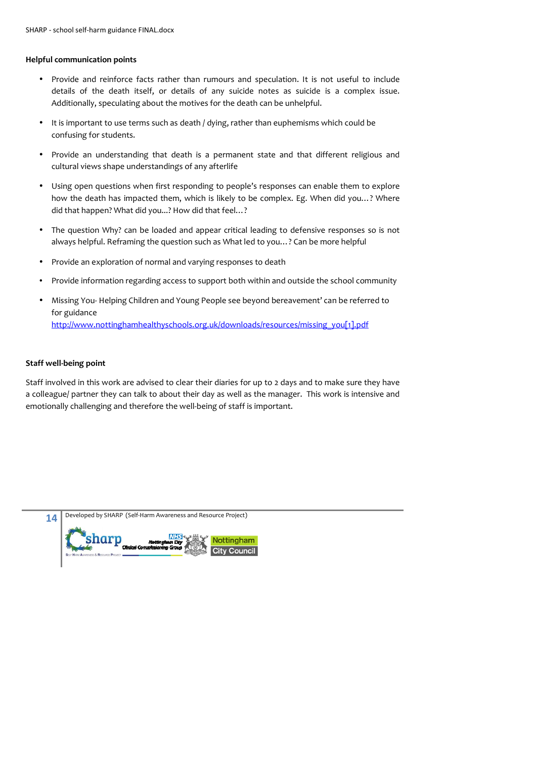**Helpful communication points**

- Provide and reinforce facts rather than rumours and speculation. It is not useful to include details of the death itself, or details of any suicide notes as suicide is a complex issue. Additionally, speculating about the motives for the death can be unhelpful.
- It is important to use terms such as death / dying, rather than euphemisms which could be confusing for students.
- Provide an understanding that death is a permanent state and that different religious and cultural views shape understandings of any afterlife
- Using open questions when first responding to people's responses can enable them to explore how the death has impacted them, which is likely to be complex. Eg. When did you…? Where did that happen? What did you...? How did that feel…?
- The question Why? can be loaded and appear critical leading to defensive responses so is not always helpful. Reframing the question such as What led to you…? Can be more helpful
- Provide an exploration of normal and varying responses to death
- Provide information regarding access to support both within and outside the school community
- Missing You- Helping Children and Young People see beyond bereavement' can be referred to for guidance http://www.nottinghamhealthyschools.org.uk/downloads/resources/missing_you[1].pdf

**Staff well-being point**

Staff involved in this work are advised to clear their diaries for up to 2 days and to make sure they have a colleague/ partner they can talk to about their day as well as the manager. This work is intensive and emotionally challenging and therefore the well-being of staff is important.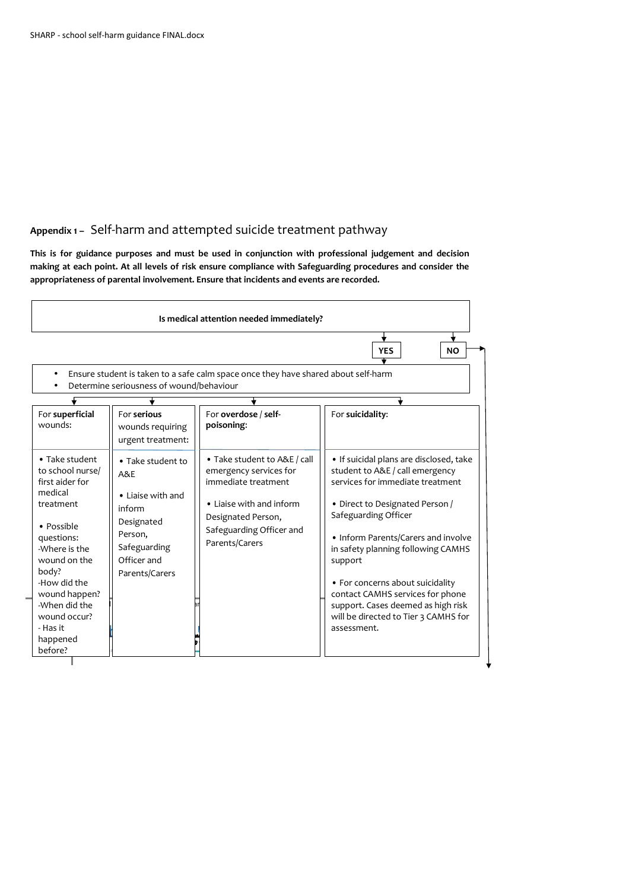## Appendix 1 – Self-harm and attempted suicide treatment pathway

**This is for guidance purposes and must be used in conjunction with professional judgement and decision making at each point. At all levels of risk ensure compliance with Safeguarding procedures and consider the appropriateness of parental involvement. Ensure that incidents and events are recorded.**

**Is medical attention needed immediately?**

**YES** | **NO**

- Ensure student is taken to a safe calm space once they have shared about self-harm
- Determine seriousness of wound/behaviour

| For **superficial** wounds: | For **serious** wounds requiring urgent treatment: | For **overdose** / **self-poisoning**: | For **suicidality**: |
|---|---|---|---|
| • Take student to school nurse/ first aider for medical treatment<br><br>• Possible questions:<br>-Where is the wound on the body?<br>-How did the wound happen?<br>-When did the wound occur?<br>- Has it happened before? | • Take student to A&E<br><br>• Liaise with and inform Designated Person, Safeguarding Officer and Parents/Carers | • Take student to A&E / call emergency services for immediate treatment<br><br>• Liaise with and inform Designated Person, Safeguarding Officer and Parents/Carers | • If suicidal plans are disclosed, take student to A&E / call emergency services for immediate treatment<br><br>• Direct to Designated Person / Safeguarding Officer<br><br>• Inform Parents/Carers and involve in safety planning following CAMHS support<br><br>• For concerns about suicidality contact CAMHS services for phone support. Cases deemed as high risk will be directed to Tier 3 CAMHS for assessment. |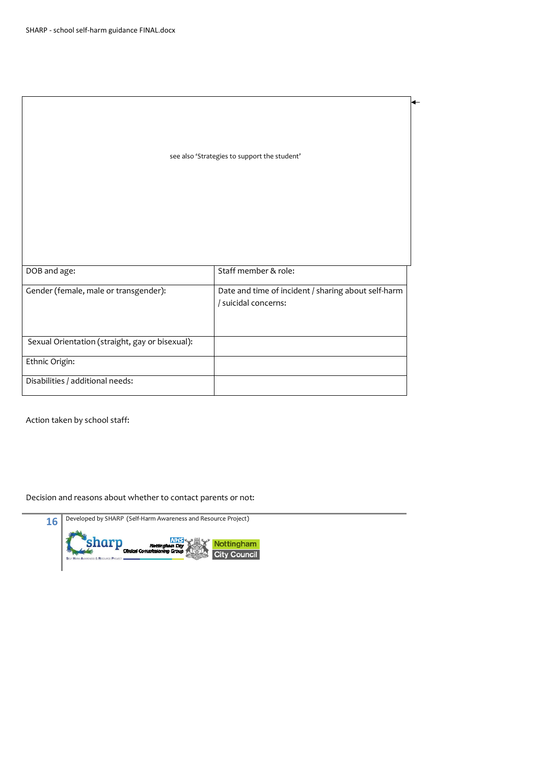see also 'Strategies to support the student'

| DOB and age: | Staff member & role: |
|---|---|
| Gender (female, male or transgender): | Date and time of incident / sharing about self-harm / suicidal concerns: |
| Sexual Orientation (straight, gay or bisexual): | |
| Ethnic Origin: | |
| Disabilities / additional needs: | |

Action taken by school staff:

Decision and reasons about whether to contact parents or not: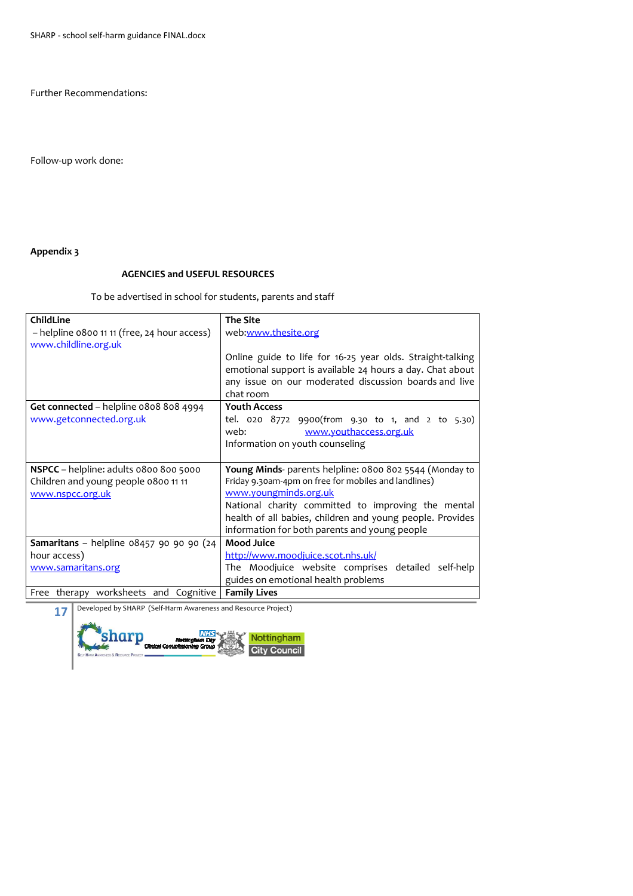Further Recommendations:

Follow-up work done:

**Appendix 3**

**AGENCIES and USEFUL RESOURCES**

To be advertised in school for students, parents and staff

| | |
|---|---|
| **ChildLine** – helpline 0800 11 11 (free, 24 hour access) www.childline.org.uk | **The Site** web:www.thesite.org<br><br>Online guide to life for 16-25 year olds. Straight-talking emotional support is available 24 hours a day. Chat about any issue on our moderated discussion boards and live chat room |
| **Get connected** – helpline 0808 808 4994 www.getconnected.org.uk | **Youth Access** tel. 020 8772 9900(from 9.30 to 1, and 2 to 5.30) web: www.youthaccess.org.uk Information on youth counseling |
| **NSPCC** – helpline: adults 0800 800 5000 Children and young people 0800 11 11 www.nspcc.org.uk | **Young Minds**- parents helpline: 0800 802 5544 (Monday to Friday 9.30am-4pm on free for mobiles and landlines) www.youngminds.org.uk National charity committed to improving the mental health of all babies, children and young people. Provides information for both parents and young people |
| **Samaritans** – helpline 08457 90 90 90 (24 hour access) www.samaritans.org | **Mood Juice** http://www.moodjuice.scot.nhs.uk/ The Moodjuice website comprises detailed self-help guides on emotional health problems |
| Free therapy worksheets and Cognitive | **Family Lives** |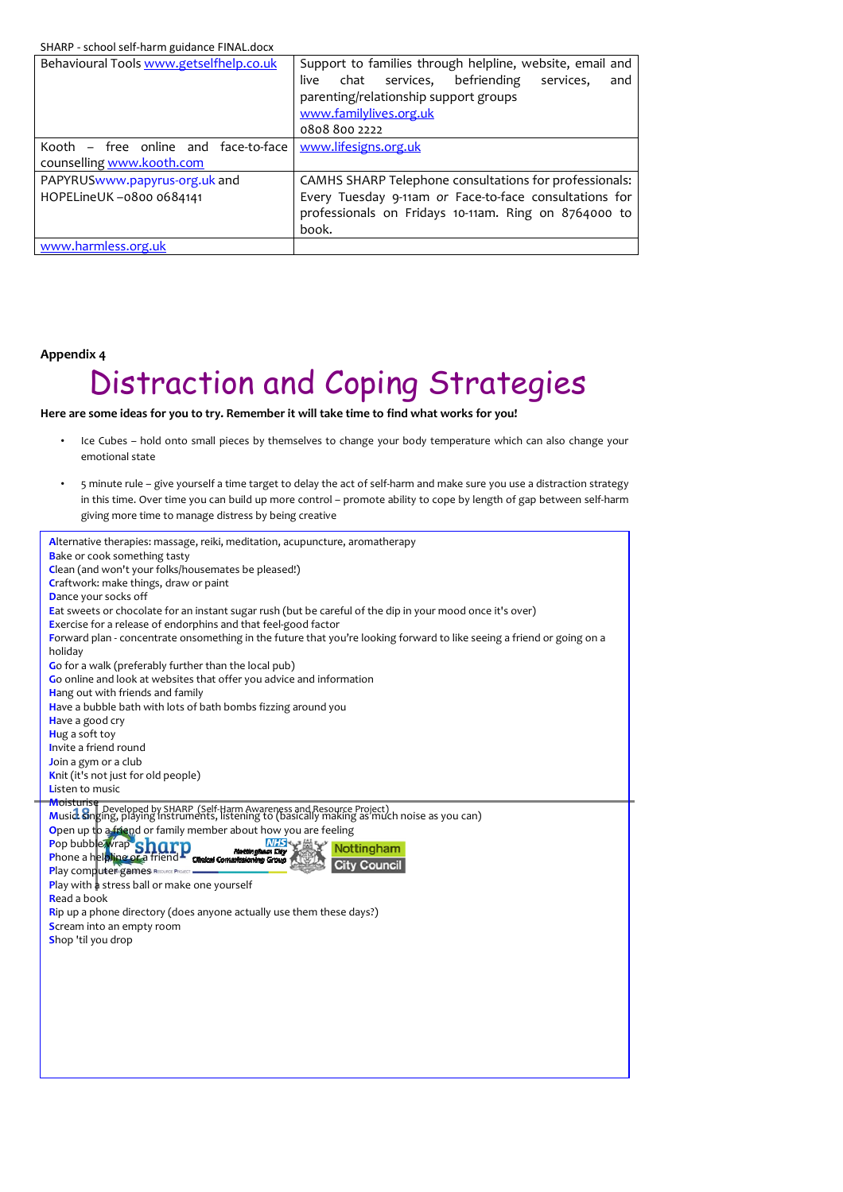| Behavioural Tools www.getselfhelp.co.uk | Support to families through helpline, website, email and live chat services, befriending services, and parenting/relationship support groups www.familylives.org.uk 0808 800 2222 |
|---|---|
| Kooth – free online and face-to-face counselling www.kooth.com | www.lifesigns.org.uk |
| PAPYRUSwww.papyrus-org.uk and HOPELineUK –0800 0684141 | CAMHS SHARP Telephone consultations for professionals: Every Tuesday 9-11am or Face-to-face consultations for professionals on Fridays 10-11am. Ring on 8764000 to book. |
| www.harmless.org.uk | |

**Appendix 4**

# Distraction and Coping Strategies

**Here are some ideas for you to try. Remember it will take time to find what works for you!**

- Ice Cubes – hold onto small pieces by themselves to change your body temperature which can also change your emotional state
- 5 minute rule – give yourself a time target to delay the act of self-harm and make sure you use a distraction strategy in this time. Over time you can build up more control – promote ability to cope by length of gap between self-harm giving more time to manage distress by being creative

**A**lternative therapies: massage, reiki, meditation, acupuncture, aromatherapy
**B**ake or cook something tasty
**C**lean (and won't your folks/housemates be pleased!)
**C**raftwork: make things, draw or paint
**D**ance your socks off
**E**at sweets or chocolate for an instant sugar rush (but be careful of the dip in your mood once it's over)
**E**xercise for a release of endorphins and that feel-good factor
**F**orward plan - concentrate onsomething in the future that you're looking forward to like seeing a friend or going on a holiday
**G**o for a walk (preferably further than the local pub)
**G**o online and look at websites that offer you advice and information
**H**ang out with friends and family
**H**ave a bubble bath with lots of bath bombs fizzing around you
**H**ave a good cry
**H**ug a soft toy
**I**nvite a friend round
**J**oin a gym or a club
**K**nit (it's not just for old people)
**L**isten to music
**M**oisturise
**M**usic singing, playing instruments, listening to (basically making as much noise as you can)
**O**pen up to a friend or family member about how you are feeling
**P**op bubble wrap
**P**hone a helpline or a friend
**P**lay computer games
**P**lay with a stress ball or make one yourself
**R**ead a book
**R**ip up a phone directory (does anyone actually use them these days?)
**S**cream into an empty room
**S**hop 'til you drop

Developed by SHARP (Self-Harm Awareness and Resource Project)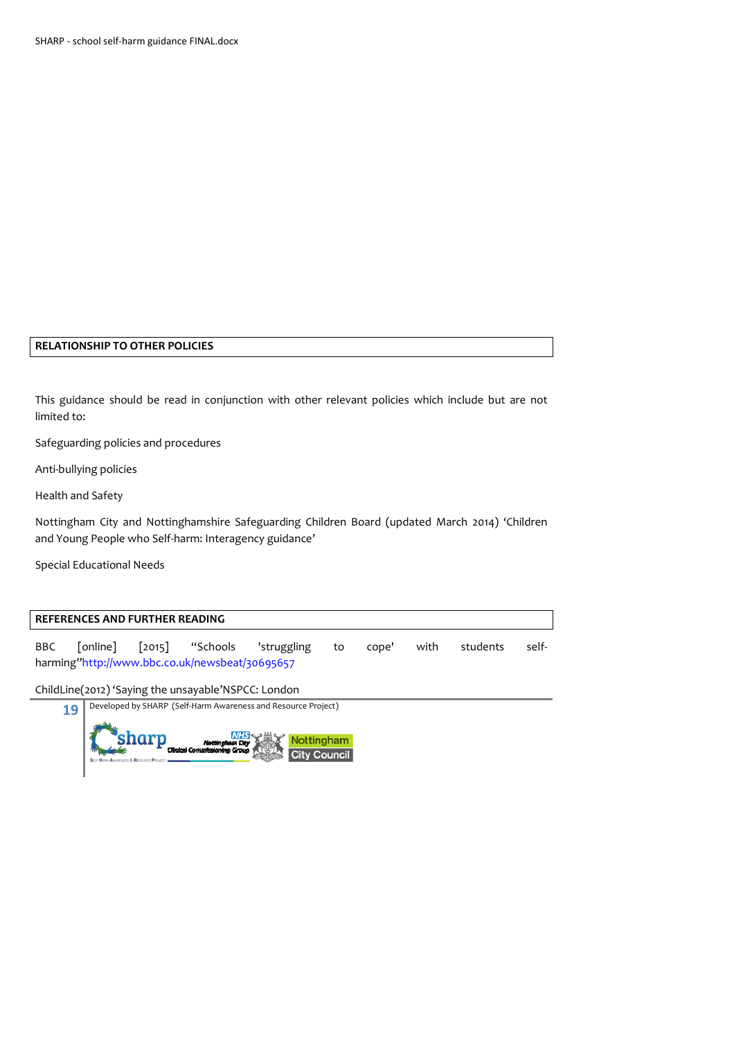## RELATIONSHIP TO OTHER POLICIES

This guidance should be read in conjunction with other relevant policies which include but are not limited to:

Safeguarding policies and procedures

Anti-bullying policies

Health and Safety

Nottingham City and Nottinghamshire Safeguarding Children Board (updated March 2014) 'Children and Young People who Self-harm: Interagency guidance'

Special Educational Needs

## REFERENCES AND FURTHER READING

BBC [online] [2015] "Schools 'struggling to cope' with students self-harming"http://www.bbc.co.uk/newsbeat/30695657

ChildLine(2012) 'Saying the unsayable'NSPCC: London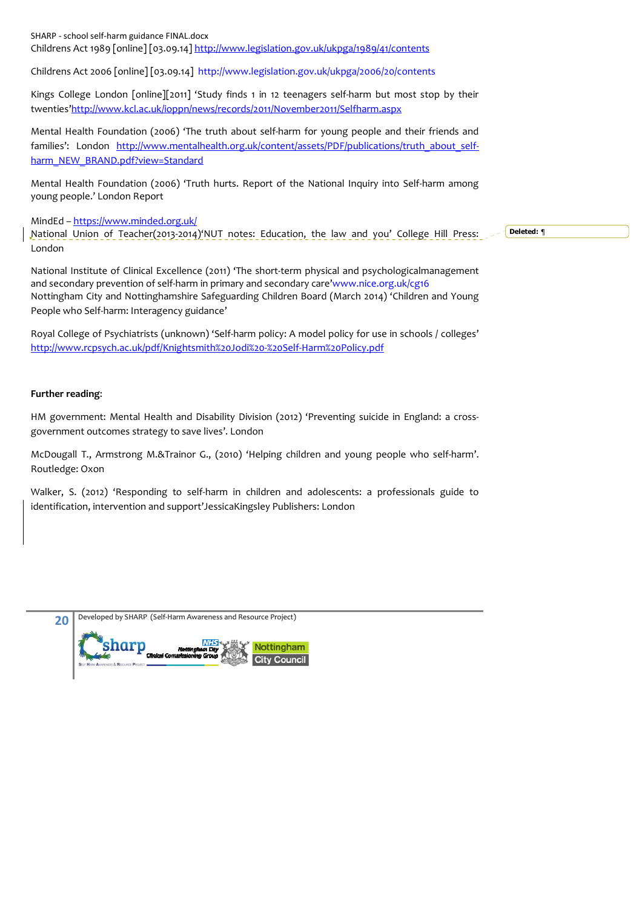Childrens Act 1989 [online] [03.09.14] http://www.legislation.gov.uk/ukpga/1989/41/contents

Childrens Act 2006 [online] [03.09.14] http://www.legislation.gov.uk/ukpga/2006/20/contents

Kings College London [online][2011] 'Study finds 1 in 12 teenagers self-harm but most stop by their twenties'http://www.kcl.ac.uk/ioppn/news/records/2011/November2011/Selfharm.aspx

Mental Health Foundation (2006) 'The truth about self-harm for young people and their friends and families': London http://www.mentalhealth.org.uk/content/assets/PDF/publications/truth_about_self-harm_NEW_BRAND.pdf?view=Standard

Mental Health Foundation (2006) 'Truth hurts. Report of the National Inquiry into Self-harm among young people.' London Report

MindEd – https://www.minded.org.uk/

National Union of Teacher(2013-2014)'NUT notes: Education, the law and you' College Hill Press: London

National Institute of Clinical Excellence (2011) 'The short-term physical and psychologicalmanagement and secondary prevention of self-harm in primary and secondary care'www.nice.org.uk/cg16

Nottingham City and Nottinghamshire Safeguarding Children Board (March 2014) 'Children and Young People who Self-harm: Interagency guidance'

Royal College of Psychiatrists (unknown) 'Self-harm policy: A model policy for use in schools / colleges' http://www.rcpsych.ac.uk/pdf/Knightsmith%20Jodi%20-%20Self-Harm%20Policy.pdf

**Further reading**:

HM government: Mental Health and Disability Division (2012) 'Preventing suicide in England: a cross-government outcomes strategy to save lives'. London

McDougall T., Armstrong M.&Trainor G., (2010) 'Helping children and young people who self-harm'. Routledge: Oxon

Walker, S. (2012) 'Responding to self-harm in children and adolescents: a professionals guide to identification, intervention and support'JessicaKingsley Publishers: London